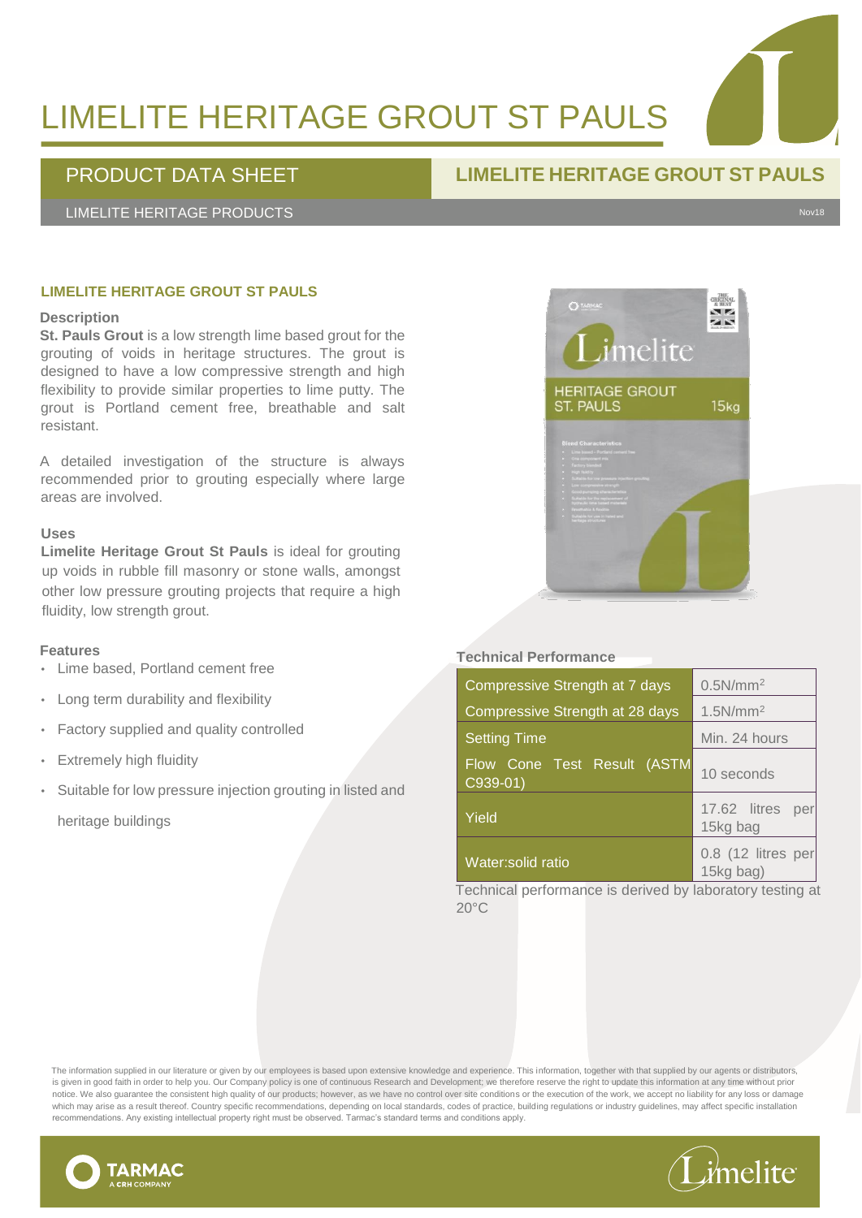# LIMELITE HERITAGE GROUT ST PAULS

## PRODUCT DATA SHEET

## LIMELITE HERITAGE GROUT ST PAULS

LIMELITE HERITAGE PRODUCTS

Nov18

### LIMELITE HERITAGE GROUT ST PAULS

**Description**

**St. Pauls Grout** is a low strength lime based grout for the grouting of voids in heritage structures. The grout is designed to have a low compressive strength and high flexibility to provide similar properties to lime putty. The grout is Portland cement free, breathable and salt resistant.

A detailed investigation of the structure is always recommended prior to grouting especially where large areas are involved.

**Uses**

**Limelite Heritage Grout St Pauls** is ideal for grouting up voids in rubble fill masonry or stone walls, amongst other low pressure grouting projects that require a high fluidity, low strength grout.

**Features**

- Lime based, Portland cement free
- Long term durability and flexibility
- Factory supplied and quality controlled
- Extremely high fluidity
- Suitable for low pressure injection grouting in listed and heritage buildings

**Technical Performance**

| Property | Value |
| --- | --- |
| Compressive Strength at 7 days | 0.5N/mm$^2$ |
| Compressive Strength at 28 days | 1.5N/mm$^2$ |
| Setting Time | Min. 24 hours |
| Flow Cone Test Result (ASTM C939-01) | 10 seconds |
| Yield | 17.62 litres per 15kg bag |
| Water:solid ratio | 0.8 (12 litres per 15kg bag) |

Technical performance is derived by laboratory testing at 20°C

The information supplied in our literature or given by our employees is based upon extensive knowledge and experience. This information, together with that supplied by our agents or distributors, is given in good faith in order to help you. Our Company policy is one of continuous Research and Development; we therefore reserve the right to update this information at any time without prior notice. We also guarantee the consistent high quality of our products; however, as we have no control over site conditions or the execution of the work, we accept no liability for any loss or damage which may arise as a result thereof. Country specific recommendations, depending on local standards, codes of practice, building regulations or industry guidelines, may affect specific installation recommendations. Any existing intellectual property right must be observed. Tarmac's standard terms and conditions apply.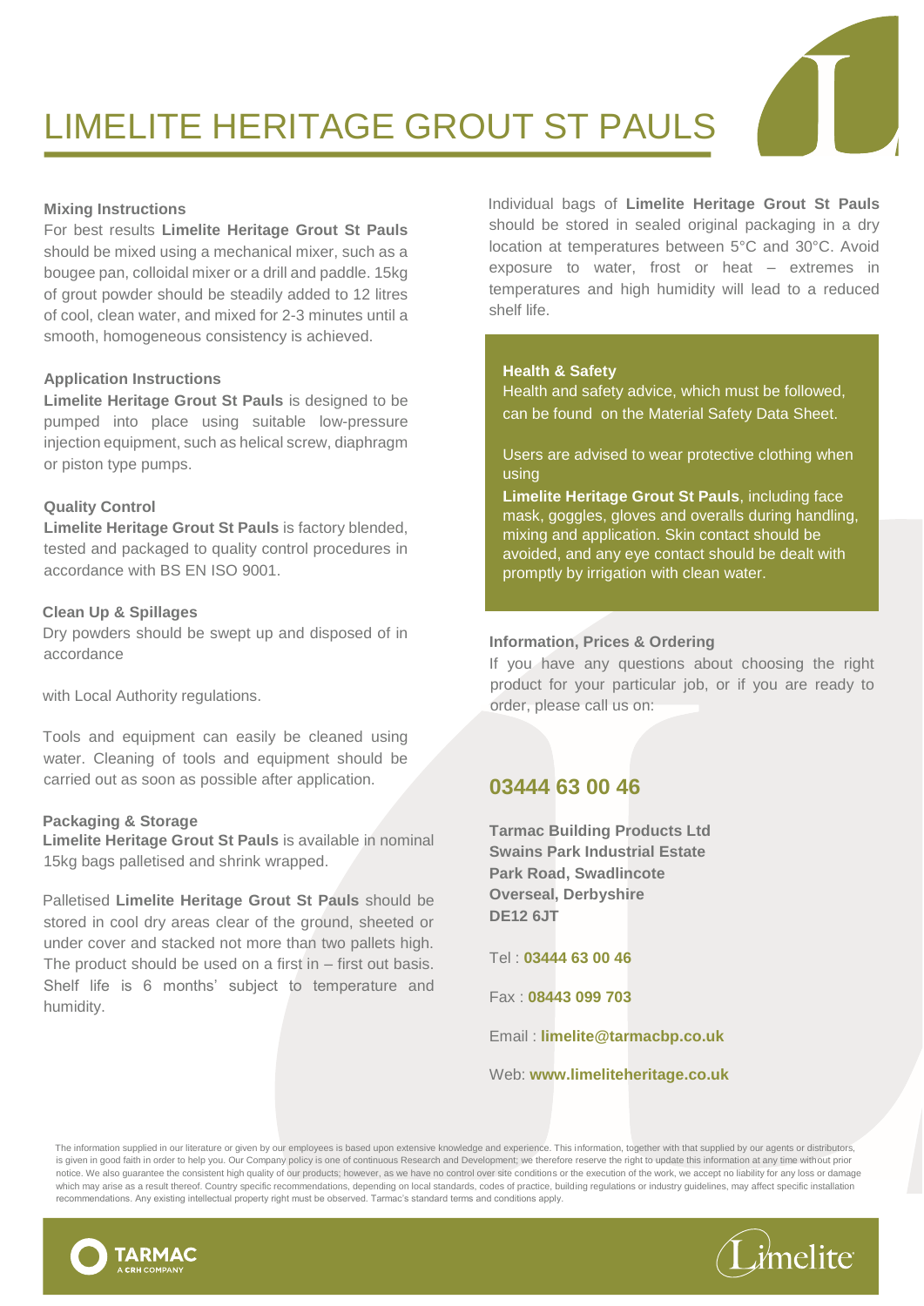# LIMELITE HERITAGE GROUT ST PAULS

### Mixing Instructions

For best results **Limelite Heritage Grout St Pauls** should be mixed using a mechanical mixer, such as a bougee pan, colloidal mixer or a drill and paddle. 15kg of grout powder should be steadily added to 12 litres of cool, clean water, and mixed for 2-3 minutes until a smooth, homogeneous consistency is achieved.

### Application Instructions

**Limelite Heritage Grout St Pauls** is designed to be pumped into place using suitable low-pressure injection equipment, such as helical screw, diaphragm or piston type pumps.

### Quality Control

**Limelite Heritage Grout St Pauls** is factory blended, tested and packaged to quality control procedures in accordance with BS EN ISO 9001.

### Clean Up & Spillages

Dry powders should be swept up and disposed of in accordance

with Local Authority regulations.

Tools and equipment can easily be cleaned using water. Cleaning of tools and equipment should be carried out as soon as possible after application.

### Packaging & Storage

**Limelite Heritage Grout St Pauls** is available in nominal 15kg bags palletised and shrink wrapped.

Palletised **Limelite Heritage Grout St Pauls** should be stored in cool dry areas clear of the ground, sheeted or under cover and stacked not more than two pallets high. The product should be used on a first in – first out basis. Shelf life is 6 months' subject to temperature and humidity.

Individual bags of **Limelite Heritage Grout St Pauls** should be stored in sealed original packaging in a dry location at temperatures between 5°C and 30°C. Avoid exposure to water, frost or heat – extremes in temperatures and high humidity will lead to a reduced shelf life.

### Health & Safety

Health and safety advice, which must be followed, can be found on the Material Safety Data Sheet.

Users are advised to wear protective clothing when using

**Limelite Heritage Grout St Pauls**, including face mask, goggles, gloves and overalls during handling, mixing and application. Skin contact should be avoided, and any eye contact should be dealt with promptly by irrigation with clean water.

### Information, Prices & Ordering

If you have any questions about choosing the right product for your particular job, or if you are ready to order, please call us on:

## 03444 63 00 46

**Tarmac Building Products Ltd**
**Swains Park Industrial Estate**
**Park Road, Swadlincote**
**Overseal, Derbyshire**
**DE12 6JT**

Tel : **03444 63 00 46**

Fax : **08443 099 703**

Email : **limelite@tarmacbp.co.uk**

Web: **www.limeliteheritage.co.uk**

The information supplied in our literature or given by our employees is based upon extensive knowledge and experience. This information, together with that supplied by our agents or distributors, is given in good faith in order to help you. Our Company policy is one of continuous Research and Development; we therefore reserve the right to update this information at any time without prior notice. We also guarantee the consistent high quality of our products; however, as we have no control over site conditions or the execution of the work, we accept no liability for any loss or damage which may arise as a result thereof. Country specific recommendations, depending on local standards, codes of practice, building regulations or industry guidelines, may affect specific installation recommendations. Any existing intellectual property right must be observed. Tarmac's standard terms and conditions apply.

TARMAC
A CRH COMPANY

Limelite